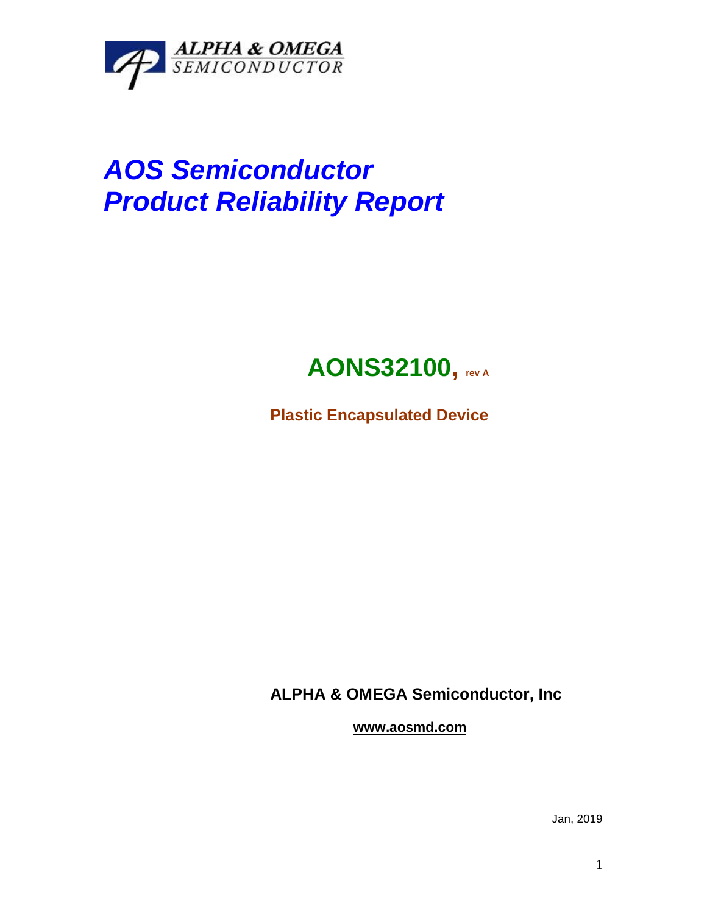ALPHA & OMEGA
SEMICONDUCTOR

# *AOS Semiconductor*
# *Product Reliability Report*

## **AONS32100, rev A**

**Plastic Encapsulated Device**

**ALPHA & OMEGA Semiconductor, Inc**

**www.aosmd.com**

Jan, 2019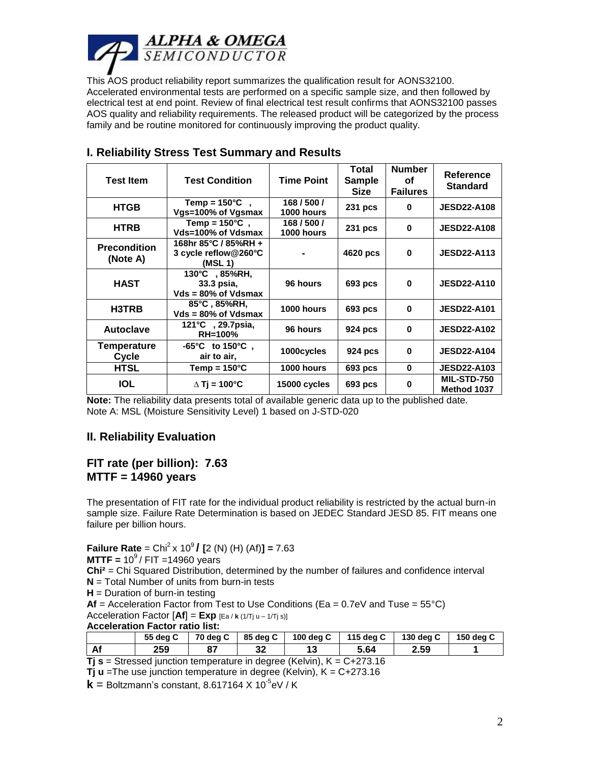ALPHA & OMEGA SEMICONDUCTOR

This AOS product reliability report summarizes the qualification result for AONS32100. Accelerated environmental tests are performed on a specific sample size, and then followed by electrical test at end point. Review of final electrical test result confirms that AONS32100 passes AOS quality and reliability requirements. The released product will be categorized by the process family and be routine monitored for continuously improving the product quality.

## I. Reliability Stress Test Summary and Results

| Test Item | Test Condition | Time Point | Total Sample Size | Number of Failures | Reference Standard |
|---|---|---|---|---|---|
| **HTGB** | **Temp = 150°C , Vgs=100% of Vgsmax** | **168 / 500 / 1000 hours** | **231 pcs** | **0** | **JESD22-A108** |
| **HTRB** | **Temp = 150°C , Vds=100% of Vdsmax** | **168 / 500 / 1000 hours** | **231 pcs** | **0** | **JESD22-A108** |
| **Precondition (Note A)** | **168hr 85°C / 85%RH + 3 cycle reflow@260°C (MSL 1)** | **-** | **4620 pcs** | **0** | **JESD22-A113** |
| **HAST** | **130°C , 85%RH, 33.3 psia, Vds = 80% of Vdsmax** | **96 hours** | **693 pcs** | **0** | **JESD22-A110** |
| **H3TRB** | **85°C , 85%RH, Vds = 80% of Vdsmax** | **1000 hours** | **693 pcs** | **0** | **JESD22-A101** |
| **Autoclave** | **121°C , 29.7psia, RH=100%** | **96 hours** | **924 pcs** | **0** | **JESD22-A102** |
| **Temperature Cycle** | **-65°C to 150°C , air to air,** | **1000cycles** | **924 pcs** | **0** | **JESD22-A104** |
| **HTSL** | **Temp = 150°C** | **1000 hours** | **693 pcs** | **0** | **JESD22-A103** |
| **IOL** | **$\Delta$ Tj = 100°C** | **15000 cycles** | **693 pcs** | **0** | **MIL-STD-750 Method 1037** |

**Note:** The reliability data presents total of available generic data up to the published date.
Note A: MSL (Moisture Sensitivity Level) 1 based on J-STD-020

## II. Reliability Evaluation

### FIT rate (per billion): 7.63
### MTTF = 14960 years

The presentation of FIT rate for the individual product reliability is restricted by the actual burn-in sample size. Failure Rate Determination is based on JEDEC Standard JESD 85. FIT means one failure per billion hours.

**Failure Rate** = $Chi^2 \times 10^9$ **/ [**2 (N) (H) (Af)**] =** 7.63

**MTTF =** $10^9$ / FIT =14960 years

**Chi²** = Chi Squared Distribution, determined by the number of failures and confidence interval

**N** = Total Number of units from burn-in tests

**H** = Duration of burn-in testing

**Af** = Acceleration Factor from Test to Use Conditions (Ea = 0.7eV and Tuse = 55°C)

Acceleration Factor [**Af**] = **Exp** [Ea / **k** (1/Tj u – 1/Tj s)]

**Acceleration Factor ratio list:**

| | 55 deg C | 70 deg C | 85 deg C | 100 deg C | 115 deg C | 130 deg C | 150 deg C |
|---|---|---|---|---|---|---|---|
| **Af** | **259** | **87** | **32** | **13** | **5.64** | **2.59** | **1** |

**Tj s** = Stressed junction temperature in degree (Kelvin), K = C+273.16

**Tj u** =The use junction temperature in degree (Kelvin), K = C+273.16

**k** = Boltzmann's constant, 8.617164 X $10^{-5}$eV / K